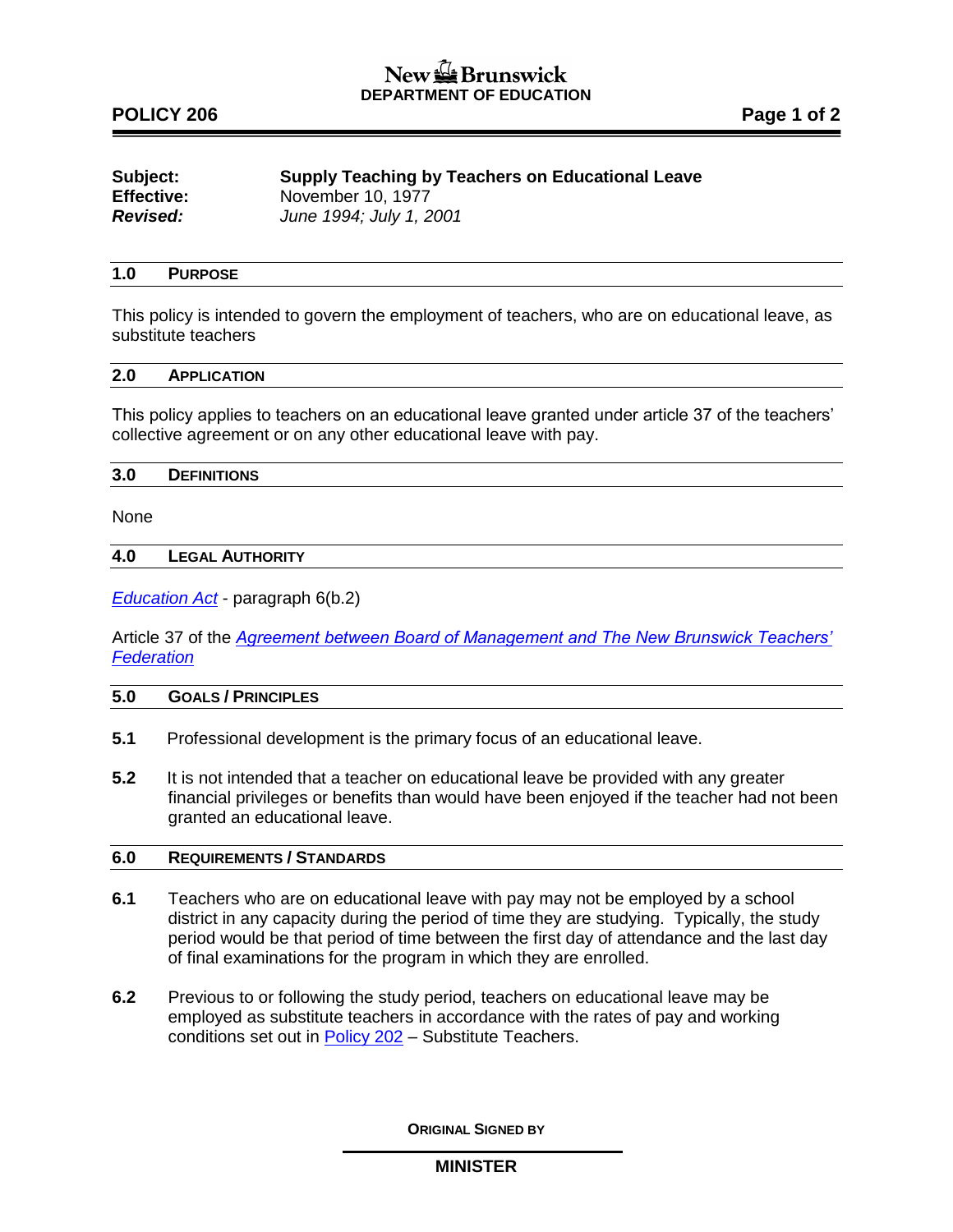**New Brunswick**
**DEPARTMENT OF EDUCATION**

**POLICY 206**

| | |
|---|---|
| **Subject:** | **Supply Teaching by Teachers on Educational Leave** |
| **Effective:** | November 10, 1977 |
| ***Revised:*** | *June 1994; July 1, 2001* |

## 1.0 PURPOSE

This policy is intended to govern the employment of teachers, who are on educational leave, as substitute teachers

## 2.0 APPLICATION

This policy applies to teachers on an educational leave granted under article 37 of the teachers' collective agreement or on any other educational leave with pay.

## 3.0 DEFINITIONS

None

## 4.0 LEGAL AUTHORITY

*Education Act* - paragraph 6(b.2)

Article 37 of the *Agreement between Board of Management and The New Brunswick Teachers' Federation*

## 5.0 GOALS / PRINCIPLES

**5.1** Professional development is the primary focus of an educational leave.

**5.2** It is not intended that a teacher on educational leave be provided with any greater financial privileges or benefits than would have been enjoyed if the teacher had not been granted an educational leave.

## 6.0 REQUIREMENTS / STANDARDS

**6.1** Teachers who are on educational leave with pay may not be employed by a school district in any capacity during the period of time they are studying. Typically, the study period would be that period of time between the first day of attendance and the last day of final examinations for the program in which they are enrolled.

**6.2** Previous to or following the study period, teachers on educational leave may be employed as substitute teachers in accordance with the rates of pay and working conditions set out in Policy 202 – Substitute Teachers.

**ORIGINAL SIGNED BY**

**MINISTER**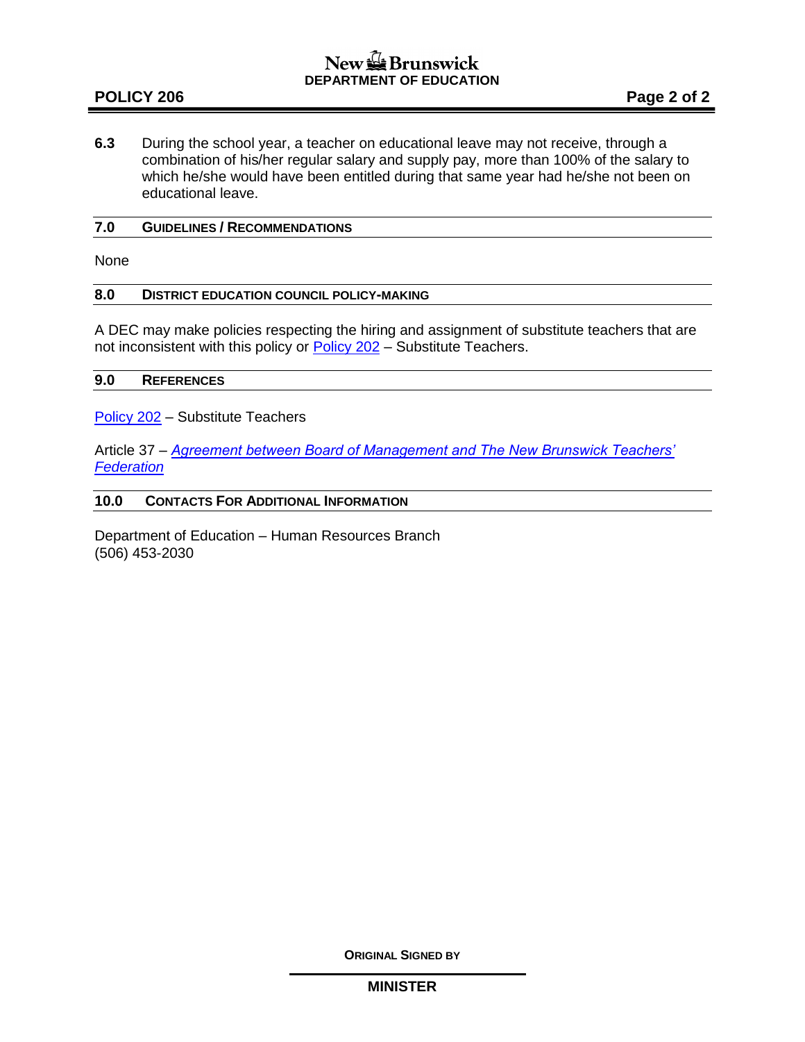**6.3** During the school year, a teacher on educational leave may not receive, through a combination of his/her regular salary and supply pay, more than 100% of the salary to which he/she would have been entitled during that same year had he/she not been on educational leave.

## 7.0 GUIDELINES / RECOMMENDATIONS

None

## 8.0 DISTRICT EDUCATION COUNCIL POLICY-MAKING

A DEC may make policies respecting the hiring and assignment of substitute teachers that are not inconsistent with this policy or Policy 202 – Substitute Teachers.

## 9.0 REFERENCES

Policy 202 – Substitute Teachers

Article 37 – *Agreement between Board of Management and The New Brunswick Teachers' Federation*

## 10.0 CONTACTS FOR ADDITIONAL INFORMATION

Department of Education – Human Resources Branch
(506) 453-2030

**ORIGINAL SIGNED BY**

**MINISTER**